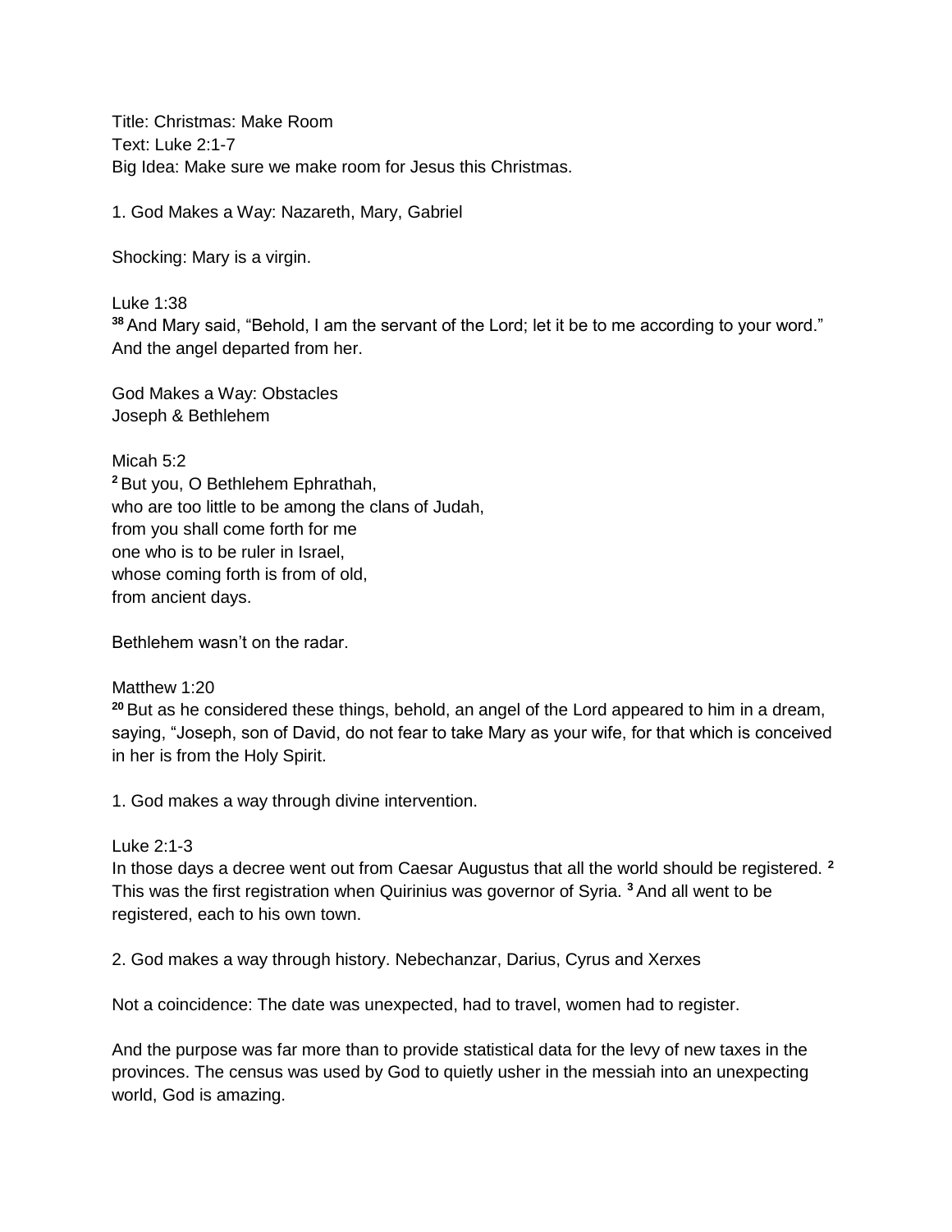Title: Christmas: Make Room
Text: Luke 2:1-7
Big Idea: Make sure we make room for Jesus this Christmas.

1. God Makes a Way: Nazareth, Mary, Gabriel

Shocking: Mary is a virgin.

Luke 1:38
[38] And Mary said, “Behold, I am the servant of the Lord; let it be to me according to your word.” And the angel departed from her.

God Makes a Way: Obstacles
Joseph & Bethlehem

Micah 5:2
[2] But you, O Bethlehem Ephrathah,
who are too little to be among the clans of Judah,
from you shall come forth for me
one who is to be ruler in Israel,
whose coming forth is from of old,
from ancient days.

Bethlehem wasn’t on the radar.

Matthew 1:20
[20] But as he considered these things, behold, an angel of the Lord appeared to him in a dream, saying, “Joseph, son of David, do not fear to take Mary as your wife, for that which is conceived in her is from the Holy Spirit.

1. God makes a way through divine intervention.

Luke 2:1-3
In those days a decree went out from Caesar Augustus that all the world should be registered. [2] This was the first registration when Quirinius was governor of Syria. [3] And all went to be registered, each to his own town.

2. God makes a way through history. Nebechanzar, Darius, Cyrus and Xerxes

Not a coincidence: The date was unexpected, had to travel, women had to register.

And the purpose was far more than to provide statistical data for the levy of new taxes in the provinces. The census was used by God to quietly usher in the messiah into an unexpecting world, God is amazing.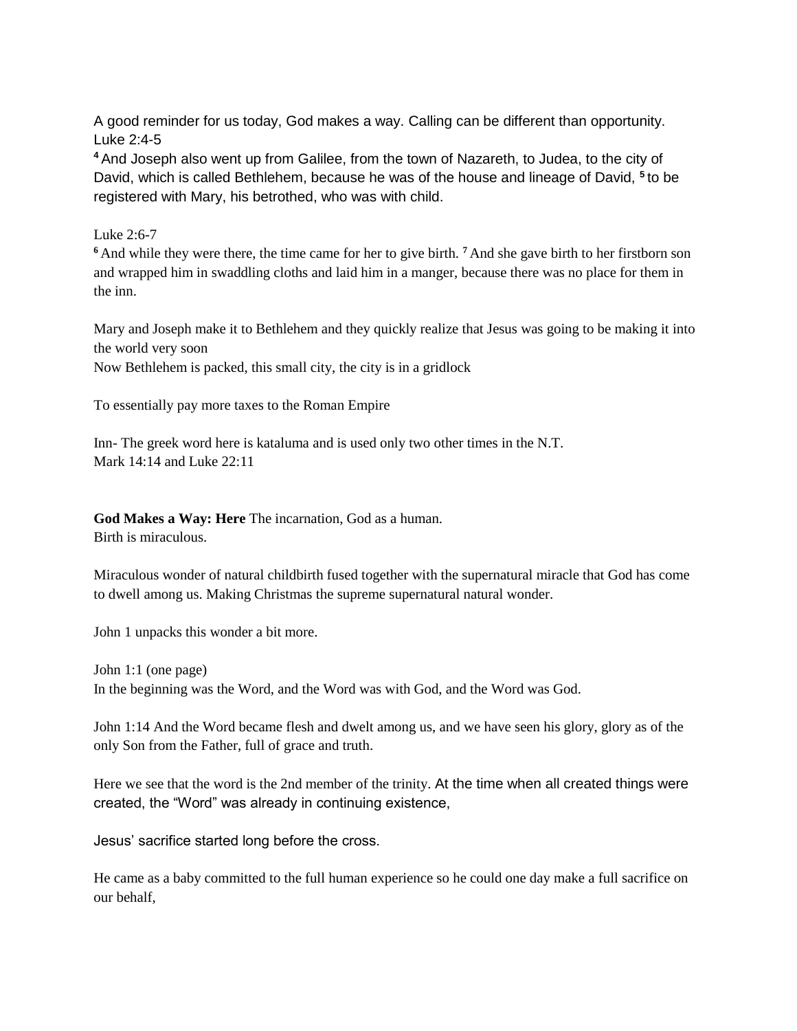A good reminder for us today, God makes a way. Calling can be different than opportunity.
Luke 2:4-5

[4] And Joseph also went up from Galilee, from the town of Nazareth, to Judea, to the city of David, which is called Bethlehem, because he was of the house and lineage of David, [5] to be registered with Mary, his betrothed, who was with child.

Luke 2:6-7

[6] And while they were there, the time came for her to give birth. [7] And she gave birth to her firstborn son and wrapped him in swaddling cloths and laid him in a manger, because there was no place for them in the inn.

Mary and Joseph make it to Bethlehem and they quickly realize that Jesus was going to be making it into the world very soon
Now Bethlehem is packed, this small city, the city is in a gridlock

To essentially pay more taxes to the Roman Empire

Inn- The greek word here is kataluma and is used only two other times in the N.T.
Mark 14:14 and Luke 22:11

**God Makes a Way: Here** The incarnation, God as a human.
Birth is miraculous.

Miraculous wonder of natural childbirth fused together with the supernatural miracle that God has come to dwell among us. Making Christmas the supreme supernatural natural wonder.

John 1 unpacks this wonder a bit more.

John 1:1 (one page)
In the beginning was the Word, and the Word was with God, and the Word was God.

John 1:14 And the Word became flesh and dwelt among us, and we have seen his glory, glory as of the only Son from the Father, full of grace and truth.

Here we see that the word is the 2nd member of the trinity. At the time when all created things were created, the "Word" was already in continuing existence,

Jesus' sacrifice started long before the cross.

He came as a baby committed to the full human experience so he could one day make a full sacrifice on our behalf,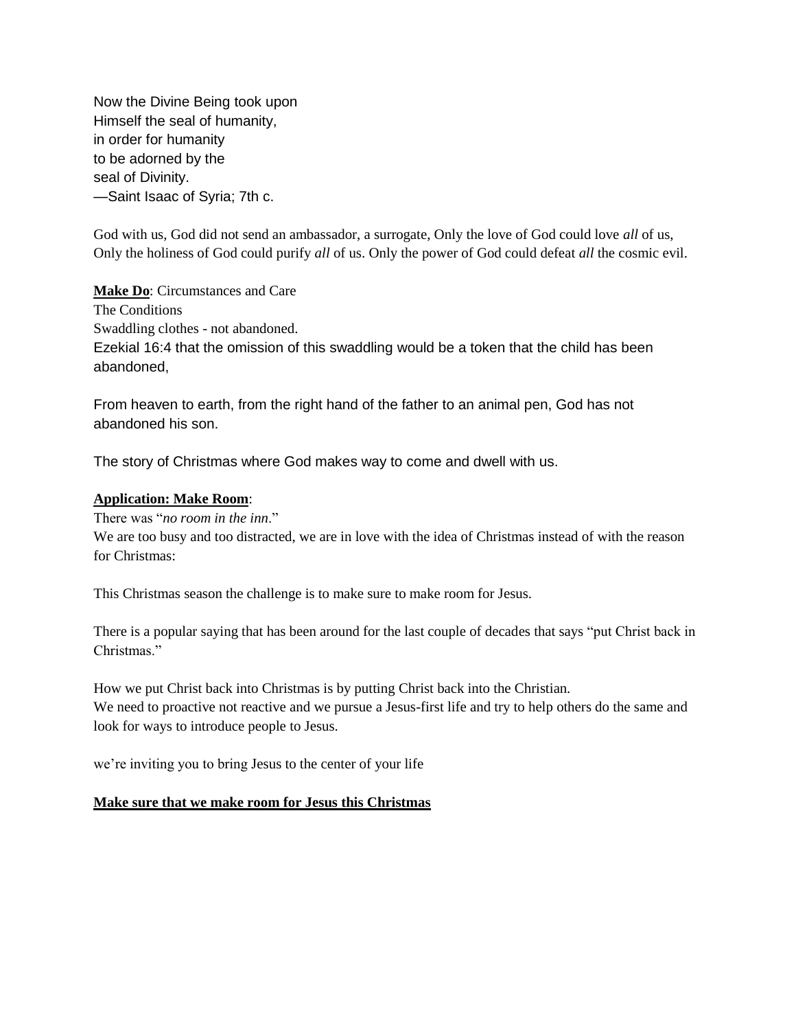Now the Divine Being took upon
Himself the seal of humanity,
in order for humanity
to be adorned by the
seal of Divinity.
—Saint Isaac of Syria; 7th c.

God with us, God did not send an ambassador, a surrogate, Only the love of God could love *all* of us, Only the holiness of God could purify *all* of us. Only the power of God could defeat *all* the cosmic evil.

**Make Do**: Circumstances and Care
The Conditions
Swaddling clothes - not abandoned.
Ezekial 16:4 that the omission of this swaddling would be a token that the child has been abandoned,

From heaven to earth, from the right hand of the father to an animal pen, God has not abandoned his son.

The story of Christmas where God makes way to come and dwell with us.

**Application: Make Room**:
There was "*no room in the inn*."
We are too busy and too distracted, we are in love with the idea of Christmas instead of with the reason for Christmas:

This Christmas season the challenge is to make sure to make room for Jesus.

There is a popular saying that has been around for the last couple of decades that says "put Christ back in Christmas."

How we put Christ back into Christmas is by putting Christ back into the Christian.
We need to proactive not reactive and we pursue a Jesus-first life and try to help others do the same and look for ways to introduce people to Jesus.

we're inviting you to bring Jesus to the center of your life

**Make sure that we make room for Jesus this Christmas**